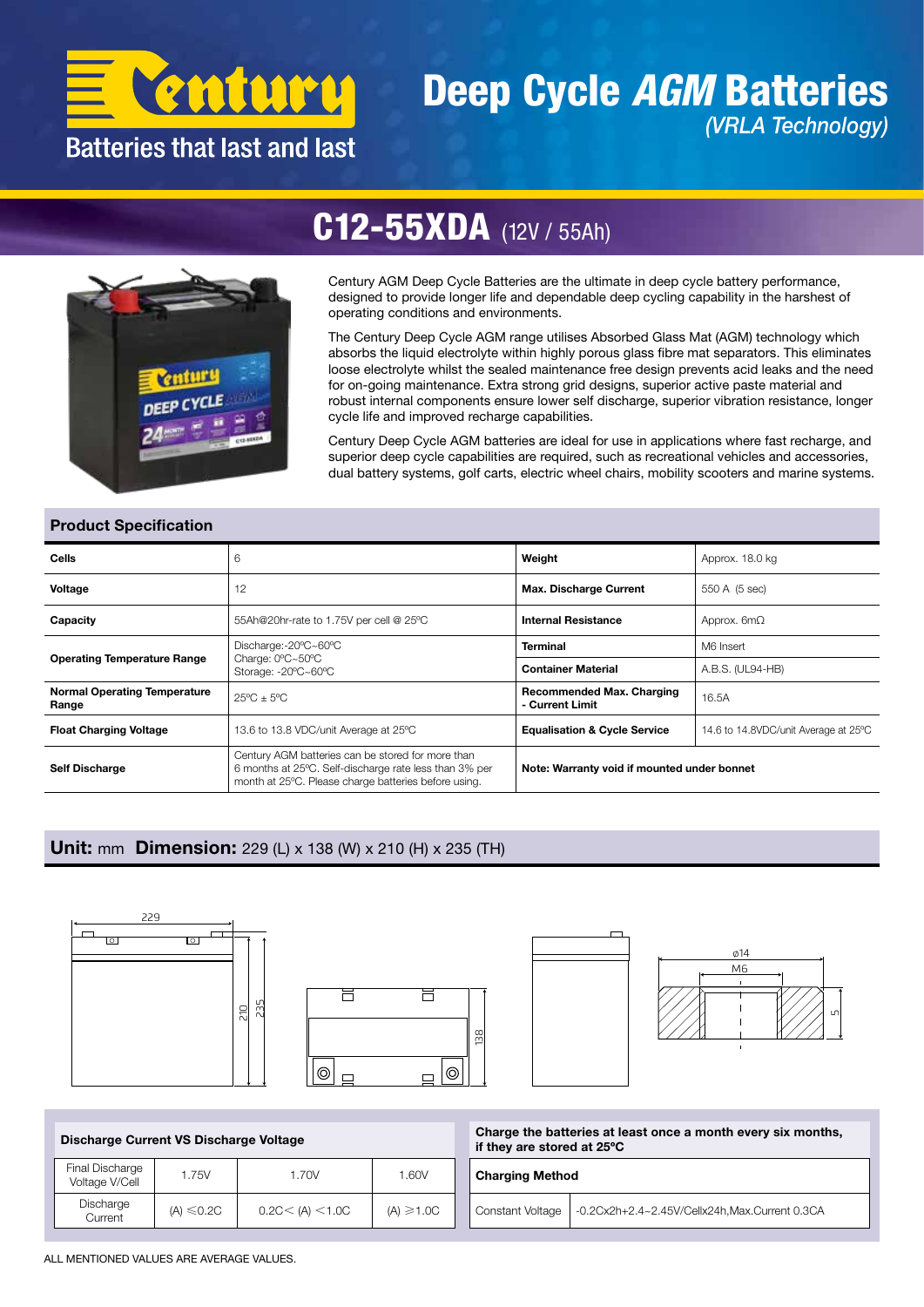# Century

Batteries that last and last

# Deep Cycle *AGM* Batteries

*(VRLA Technology)*

## C12-55XDA (12V / 55Ah)

Century AGM Deep Cycle Batteries are the ultimate in deep cycle battery performance, designed to provide longer life and dependable deep cycling capability in the harshest of operating conditions and environments.

The Century Deep Cycle AGM range utilises Absorbed Glass Mat (AGM) technology which absorbs the liquid electrolyte within highly porous glass fibre mat separators. This eliminates loose electrolyte whilst the sealed maintenance free design prevents acid leaks and the need for on-going maintenance. Extra strong grid designs, superior active paste material and robust internal components ensure lower self discharge, superior vibration resistance, longer cycle life and improved recharge capabilities.

Century Deep Cycle AGM batteries are ideal for use in applications where fast recharge, and superior deep cycle capabilities are required, such as recreational vehicles and accessories, dual battery systems, golf carts, electric wheel chairs, mobility scooters and marine systems.

### Product Specification

| | | | |
|---|---|---|---|
| **Cells** | 6 | **Weight** | Approx. 18.0 kg |
| **Voltage** | 12 | **Max. Discharge Current** | 550 A (5 sec) |
| **Capacity** | 55Ah@20hr-rate to 1.75V per cell @ 25ºC | **Internal Resistance** | Approx. 6mΩ |
| **Operating Temperature Range** | Discharge:-20ºC~60ºC<br>Charge: 0ºC~50ºC<br>Storage: -20ºC~60ºC | **Terminal** | M6 Insert |
| | | **Container Material** | A.B.S. (UL94-HB) |
| **Normal Operating Temperature Range** | 25ºC ± 5ºC | **Recommended Max. Charging - Current Limit** | 16.5A |
| **Float Charging Voltage** | 13.6 to 13.8 VDC/unit Average at 25ºC | **Equalisation & Cycle Service** | 14.6 to 14.8VDC/unit Average at 25ºC |
| **Self Discharge** | Century AGM batteries can be stored for more than 6 months at 25ºC. Self-discharge rate less than 3% per month at 25ºC. Please charge batteries before using. | **Note: Warranty void if mounted under bonnet** | |

### Unit: mm Dimension: 229 (L) x 138 (W) x 210 (H) x 235 (TH)

| Discharge Current VS Discharge Voltage | | | |
|---|---|---|---|
| Final Discharge Voltage V/Cell | 1.75V | 1.70V | 1.60V |
| Discharge Current | (A) ≤0.2C | 0.2C< (A) <1.0C | (A) ≥1.0C |

**Charge the batteries at least once a month every six months, if they are stored at 25ºC**

| Charging Method | |
|---|---|
| Constant Voltage | -0.2Cx2h+2.4~2.45V/Cellx24h,Max.Current 0.3CA |

ALL MENTIONED VALUES ARE AVERAGE VALUES.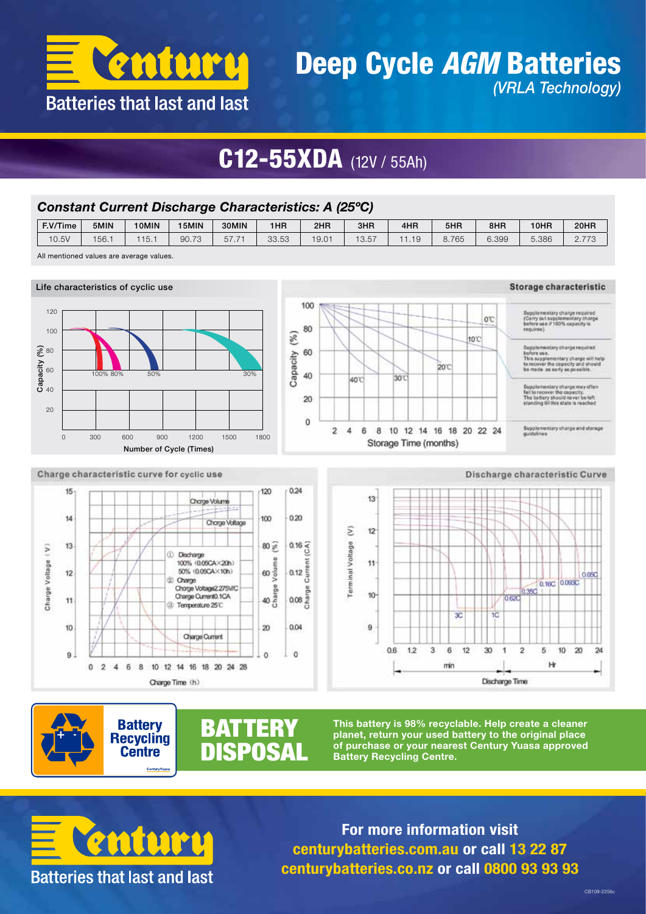# Century — Batteries that last and last

# Deep Cycle *AGM* Batteries

*(VRLA Technology)*

## C12-55XDA (12V / 55Ah)

### *Constant Current Discharge Characteristics: A (25ºC)*

| F.V/Time | 5MIN | 10MIN | 15MIN | 30MIN | 1HR | 2HR | 3HR | 4HR | 5HR | 8HR | 10HR | 20HR |
|---|---|---|---|---|---|---|---|---|---|---|---|---|
| 10.5V | 156.1 | 115.1 | 90.73 | 57.71 | 33.53 | 19.01 | 13.57 | 11.19 | 8.765 | 6.399 | 5.386 | 2.773 |

All mentioned values are average values.

**Life characteristics of cyclic use**

Capacity (%)
120
100
80
60
40
20
100% 80% 50% 30%
0 300 600 900 1200 1500 1800
Number of Cycle (Times)

**Storage characteristic**

Capacity (%)
100
80
60
40
20
0
0℃ 10℃ 20℃ 30℃ 40℃
2 4 6 8 10 12 14 16 18 20 22 24
Storage Time (months)

Supplementary charge required (Carry out supplementary charge before use if 100% capacity is required)

Supplementary charge required before use. This supplementary charge will help to recover the capacity and should be made as early as possible.

Supplementary charge may often fail to recover the capacity. The battery should never be left standing till this state is reached

Supplementary charge and storage guidelines

**Charge characteristic curve for cyclic use**

Charge Voltage (V)
15
14
13
12
11
10
9
Charge Volume
Charge Voltage
Charge Current
① Discharge
100% (0.05CA×20h)
50% (0.05CA×10h)
② Charge
Charge Voltage2.275V/C
Charge Current0.1CA
③ Temperature 25℃
Charge Volume (%)
120
100
80
60
40
20
0
Charge Current (CA)
0.24
0.20
0.16
0.12
0.08
0.04
0
0 2 4 6 8 10 12 14 16 18 20 24 28
Charge Time (h)

**Discharge characteristic Curve**

Terminal Voltage (V)
13
12
11
10
9
3C 1C 0.62C 0.35C 0.16C 0.093C 0.05C
0.6 1.2 3 6 12 30 1 2 5 10 20 24
min Hr
Discharge Time

**Battery Recycling Centre**

# BATTERY DISPOSAL

**This battery is 98% recyclable. Help create a cleaner planet, return your used battery to the original place of purchase or your nearest Century Yuasa approved Battery Recycling Centre.**

Century — Batteries that last and last

**For more information visit**
**centurybatteries.com.au or call 13 22 87**
**centurybatteries.co.nz or call 0800 93 93 93**

CB109-2256c